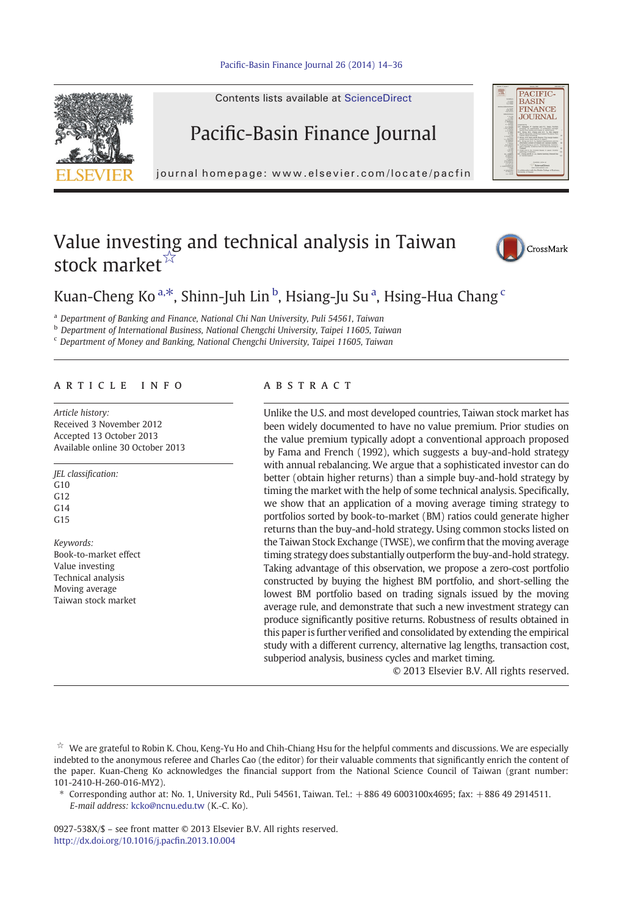# Value investing and technical analysis in Taiwan stock market☆

Kuan-Cheng Ko [a,*], Shinn-Juh Lin [b], Hsiang-Ju Su [a], Hsing-Hua Chang [c]

[a] Department of Banking and Finance, National Chi Nan University, Puli 54561, Taiwan

[b] Department of International Business, National Chengchi University, Taipei 11605, Taiwan

[c] Department of Money and Banking, National Chengchi University, Taipei 11605, Taiwan

## ARTICLE INFO

*Article history:*
Received 3 November 2012
Accepted 13 October 2013
Available online 30 October 2013

*JEL classification:*
G10
G12
G14
G15

*Keywords:*
Book-to-market effect
Value investing
Technical analysis
Moving average
Taiwan stock market

## ABSTRACT

Unlike the U.S. and most developed countries, Taiwan stock market has been widely documented to have no value premium. Prior studies on the value premium typically adopt a conventional approach proposed by Fama and French (1992), which suggests a buy-and-hold strategy with annual rebalancing. We argue that a sophisticated investor can do better (obtain higher returns) than a simple buy-and-hold strategy by timing the market with the help of some technical analysis. Specifically, we show that an application of a moving average timing strategy to portfolios sorted by book-to-market (BM) ratios could generate higher returns than the buy-and-hold strategy. Using common stocks listed on the Taiwan Stock Exchange (TWSE), we confirm that the moving average timing strategy does substantially outperform the buy-and-hold strategy. Taking advantage of this observation, we propose a zero-cost portfolio constructed by buying the highest BM portfolio, and short-selling the lowest BM portfolio based on trading signals issued by the moving average rule, and demonstrate that such a new investment strategy can produce significantly positive returns. Robustness of results obtained in this paper is further verified and consolidated by extending the empirical study with a different currency, alternative lag lengths, transaction cost, subperiod analysis, business cycles and market timing.

© 2013 Elsevier B.V. All rights reserved.

☆ We are grateful to Robin K. Chou, Keng-Yu Ho and Chih-Chiang Hsu for the helpful comments and discussions. We are especially indebted to the anonymous referee and Charles Cao (the editor) for their valuable comments that significantly enrich the content of the paper. Kuan-Cheng Ko acknowledges the financial support from the National Science Council of Taiwan (grant number: 101-2410-H-260-016-MY2).

\* Corresponding author at: No. 1, University Rd., Puli 54561, Taiwan. Tel.: +886 49 6003100x4695; fax: +886 49 2914511. *E-mail address:* kcko@ncnu.edu.tw (K.-C. Ko).

0927-538X/$ – see front matter © 2013 Elsevier B.V. All rights reserved.
http://dx.doi.org/10.1016/j.pacfin.2013.10.004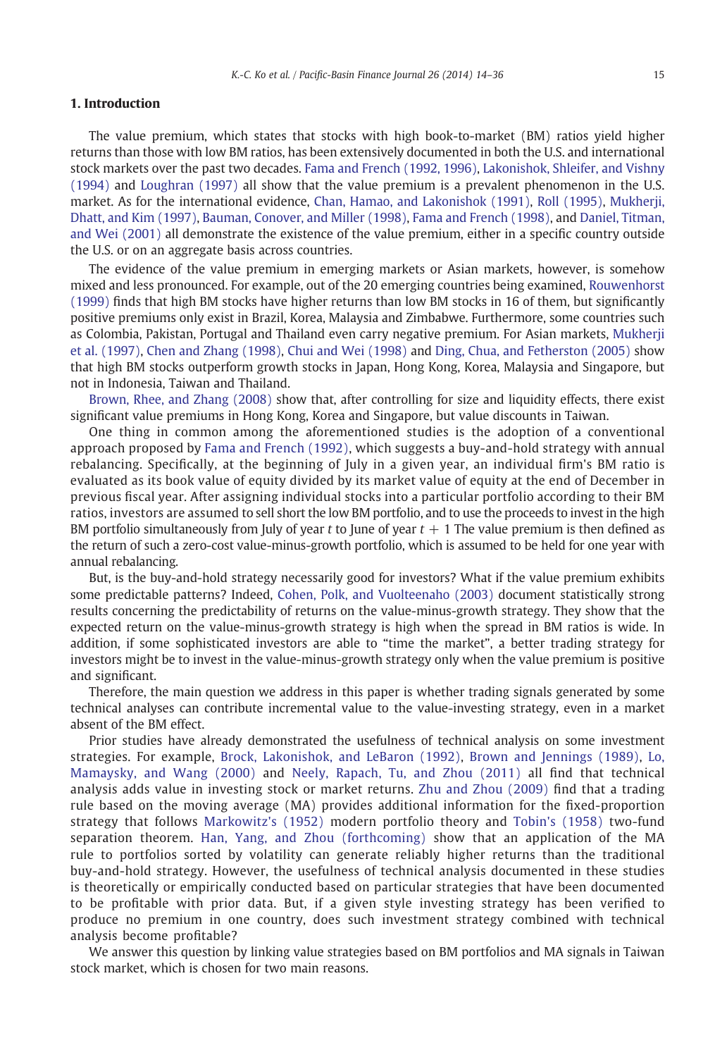## 1. Introduction

The value premium, which states that stocks with high book-to-market (BM) ratios yield higher returns than those with low BM ratios, has been extensively documented in both the U.S. and international stock markets over the past two decades. Fama and French (1992, 1996), Lakonishok, Shleifer, and Vishny (1994) and Loughran (1997) all show that the value premium is a prevalent phenomenon in the U.S. market. As for the international evidence, Chan, Hamao, and Lakonishok (1991), Roll (1995), Mukherji, Dhatt, and Kim (1997), Bauman, Conover, and Miller (1998), Fama and French (1998), and Daniel, Titman, and Wei (2001) all demonstrate the existence of the value premium, either in a specific country outside the U.S. or on an aggregate basis across countries.

The evidence of the value premium in emerging markets or Asian markets, however, is somehow mixed and less pronounced. For example, out of the 20 emerging countries being examined, Rouwenhorst (1999) finds that high BM stocks have higher returns than low BM stocks in 16 of them, but significantly positive premiums only exist in Brazil, Korea, Malaysia and Zimbabwe. Furthermore, some countries such as Colombia, Pakistan, Portugal and Thailand even carry negative premium. For Asian markets, Mukherji et al. (1997), Chen and Zhang (1998), Chui and Wei (1998) and Ding, Chua, and Fetherston (2005) show that high BM stocks outperform growth stocks in Japan, Hong Kong, Korea, Malaysia and Singapore, but not in Indonesia, Taiwan and Thailand.

Brown, Rhee, and Zhang (2008) show that, after controlling for size and liquidity effects, there exist significant value premiums in Hong Kong, Korea and Singapore, but value discounts in Taiwan.

One thing in common among the aforementioned studies is the adoption of a conventional approach proposed by Fama and French (1992), which suggests a buy-and-hold strategy with annual rebalancing. Specifically, at the beginning of July in a given year, an individual firm's BM ratio is evaluated as its book value of equity divided by its market value of equity at the end of December in previous fiscal year. After assigning individual stocks into a particular portfolio according to their BM ratios, investors are assumed to sell short the low BM portfolio, and to use the proceeds to invest in the high BM portfolio simultaneously from July of year $t$ to June of year $t + 1$ The value premium is then defined as the return of such a zero-cost value-minus-growth portfolio, which is assumed to be held for one year with annual rebalancing.

But, is the buy-and-hold strategy necessarily good for investors? What if the value premium exhibits some predictable patterns? Indeed, Cohen, Polk, and Vuolteenaho (2003) document statistically strong results concerning the predictability of returns on the value-minus-growth strategy. They show that the expected return on the value-minus-growth strategy is high when the spread in BM ratios is wide. In addition, if some sophisticated investors are able to "time the market", a better trading strategy for investors might be to invest in the value-minus-growth strategy only when the value premium is positive and significant.

Therefore, the main question we address in this paper is whether trading signals generated by some technical analyses can contribute incremental value to the value-investing strategy, even in a market absent of the BM effect.

Prior studies have already demonstrated the usefulness of technical analysis on some investment strategies. For example, Brock, Lakonishok, and LeBaron (1992), Brown and Jennings (1989), Lo, Mamaysky, and Wang (2000) and Neely, Rapach, Tu, and Zhou (2011) all find that technical analysis adds value in investing stock or market returns. Zhu and Zhou (2009) find that a trading rule based on the moving average (MA) provides additional information for the fixed-proportion strategy that follows Markowitz's (1952) modern portfolio theory and Tobin's (1958) two-fund separation theorem. Han, Yang, and Zhou (forthcoming) show that an application of the MA rule to portfolios sorted by volatility can generate reliably higher returns than the traditional buy-and-hold strategy. However, the usefulness of technical analysis documented in these studies is theoretically or empirically conducted based on particular strategies that have been documented to be profitable with prior data. But, if a given style investing strategy has been verified to produce no premium in one country, does such investment strategy combined with technical analysis become profitable?

We answer this question by linking value strategies based on BM portfolios and MA signals in Taiwan stock market, which is chosen for two main reasons.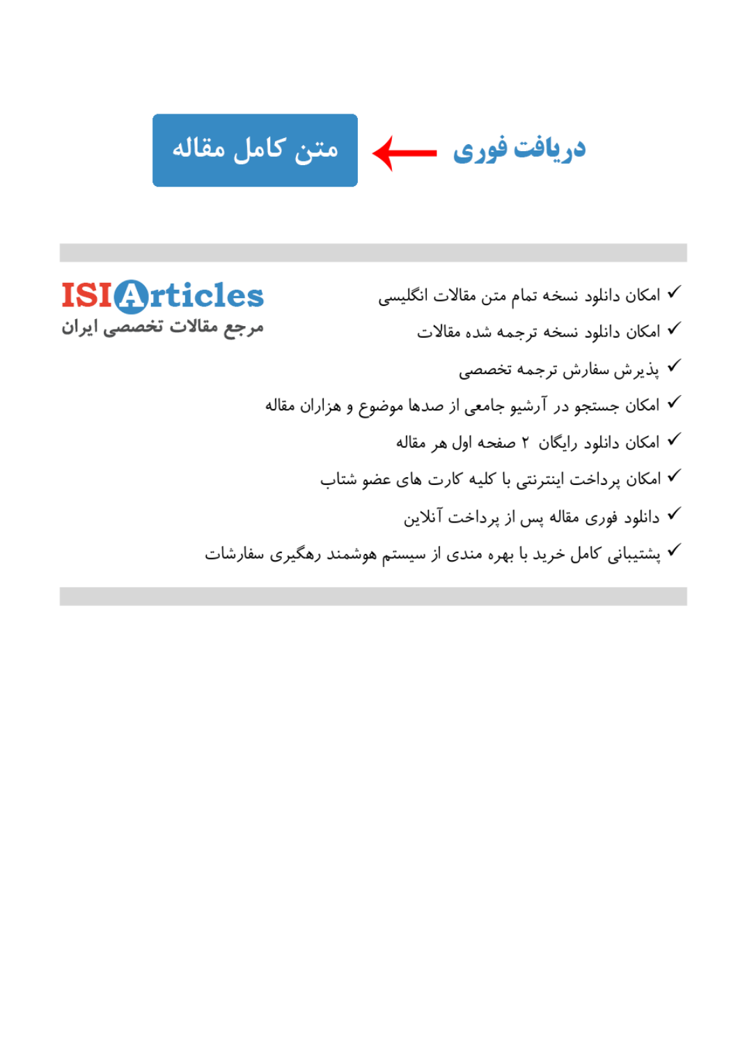دریافت فوری ← متن کامل مقاله

**ISIArticles**
مرجع مقالات تخصصی ایران

- ✓ امکان دانلود نسخه تمام متن مقالات انگلیسی
- ✓ امکان دانلود نسخه ترجمه شده مقالات
- ✓ پذیرش سفارش ترجمه تخصصی
- ✓ امکان جستجو در آرشیو جامعی از صدها موضوع و هزاران مقاله
- ✓ امکان دانلود رایگان ۲ صفحه اول هر مقاله
- ✓ امکان پرداخت اینترنتی با کلیه کارت های عضو شتاب
- ✓ دانلود فوری مقاله پس از پرداخت آنلاین
- ✓ پشتیبانی کامل خرید با بهره مندی از سیستم هوشمند رهگیری سفارشات